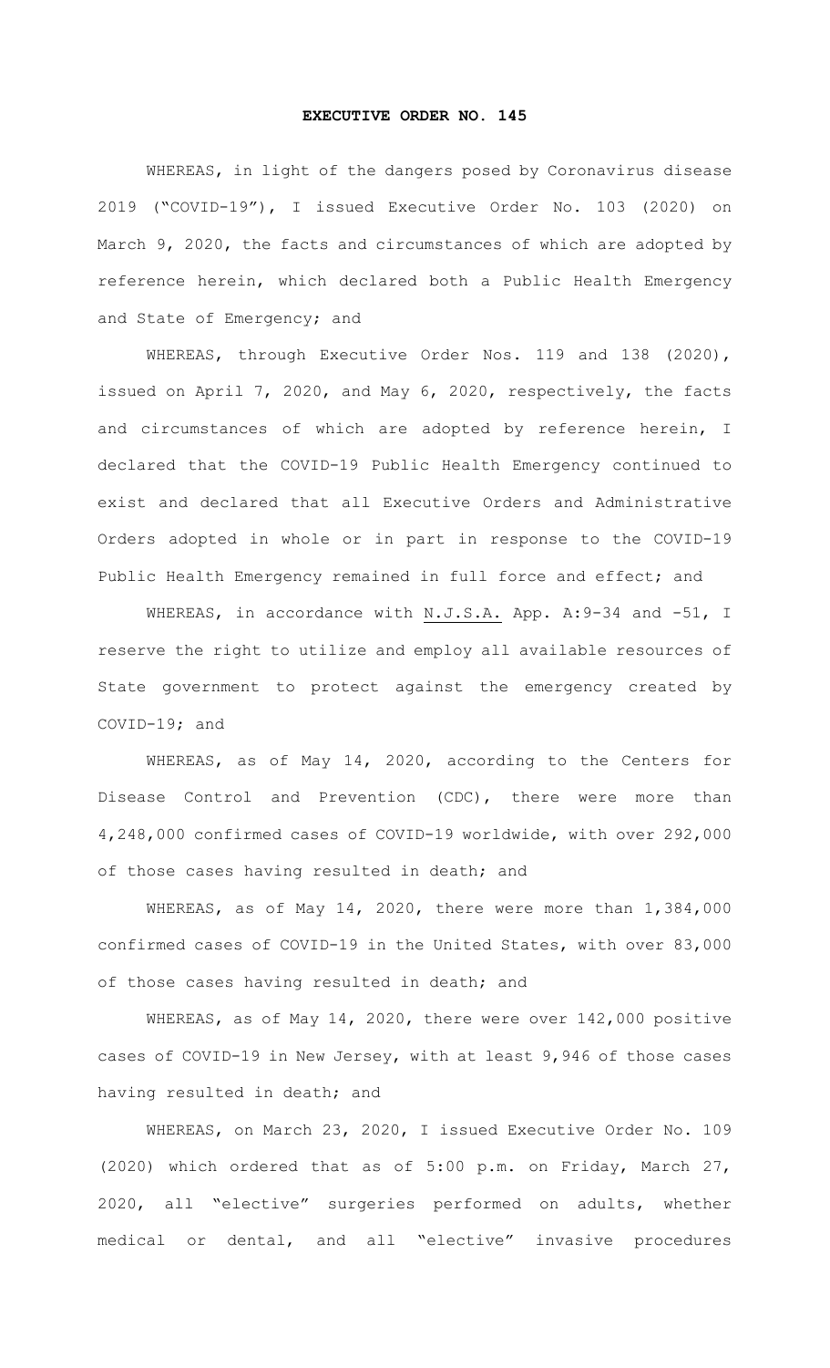# EXECUTIVE ORDER NO. 145

WHEREAS, in light of the dangers posed by Coronavirus disease 2019 ("COVID-19"), I issued Executive Order No. 103 (2020) on March 9, 2020, the facts and circumstances of which are adopted by reference herein, which declared both a Public Health Emergency and State of Emergency; and

WHEREAS, through Executive Order Nos. 119 and 138 (2020), issued on April 7, 2020, and May 6, 2020, respectively, the facts and circumstances of which are adopted by reference herein, I declared that the COVID-19 Public Health Emergency continued to exist and declared that all Executive Orders and Administrative Orders adopted in whole or in part in response to the COVID-19 Public Health Emergency remained in full force and effect; and

WHEREAS, in accordance with N.J.S.A. App. A:9-34 and -51, I reserve the right to utilize and employ all available resources of State government to protect against the emergency created by COVID-19; and

WHEREAS, as of May 14, 2020, according to the Centers for Disease Control and Prevention (CDC), there were more than 4,248,000 confirmed cases of COVID-19 worldwide, with over 292,000 of those cases having resulted in death; and

WHEREAS, as of May 14, 2020, there were more than 1,384,000 confirmed cases of COVID-19 in the United States, with over 83,000 of those cases having resulted in death; and

WHEREAS, as of May 14, 2020, there were over 142,000 positive cases of COVID-19 in New Jersey, with at least 9,946 of those cases having resulted in death; and

WHEREAS, on March 23, 2020, I issued Executive Order No. 109 (2020) which ordered that as of 5:00 p.m. on Friday, March 27, 2020, all "elective" surgeries performed on adults, whether medical or dental, and all "elective" invasive procedures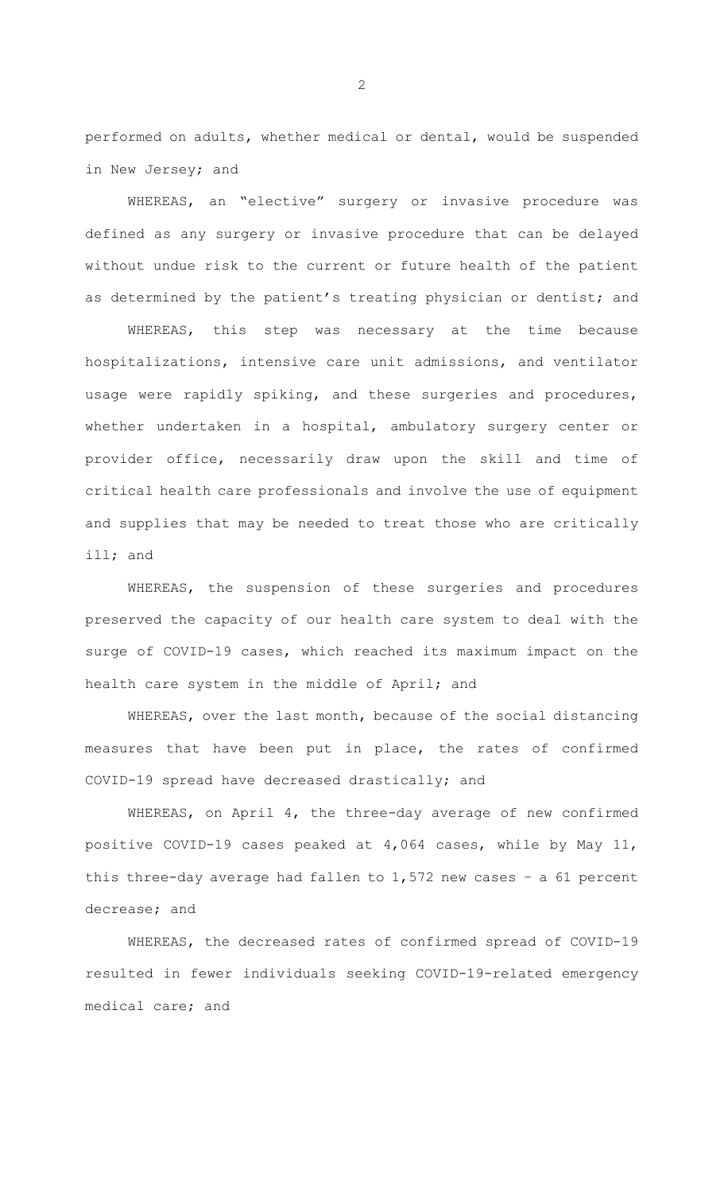performed on adults, whether medical or dental, would be suspended in New Jersey; and

WHEREAS, an "elective" surgery or invasive procedure was defined as any surgery or invasive procedure that can be delayed without undue risk to the current or future health of the patient as determined by the patient's treating physician or dentist; and

WHEREAS, this step was necessary at the time because hospitalizations, intensive care unit admissions, and ventilator usage were rapidly spiking, and these surgeries and procedures, whether undertaken in a hospital, ambulatory surgery center or provider office, necessarily draw upon the skill and time of critical health care professionals and involve the use of equipment and supplies that may be needed to treat those who are critically ill; and

WHEREAS, the suspension of these surgeries and procedures preserved the capacity of our health care system to deal with the surge of COVID-19 cases, which reached its maximum impact on the health care system in the middle of April; and

WHEREAS, over the last month, because of the social distancing measures that have been put in place, the rates of confirmed COVID-19 spread have decreased drastically; and

WHEREAS, on April 4, the three-day average of new confirmed positive COVID-19 cases peaked at 4,064 cases, while by May 11, this three-day average had fallen to 1,572 new cases – a 61 percent decrease; and

WHEREAS, the decreased rates of confirmed spread of COVID-19 resulted in fewer individuals seeking COVID-19-related emergency medical care; and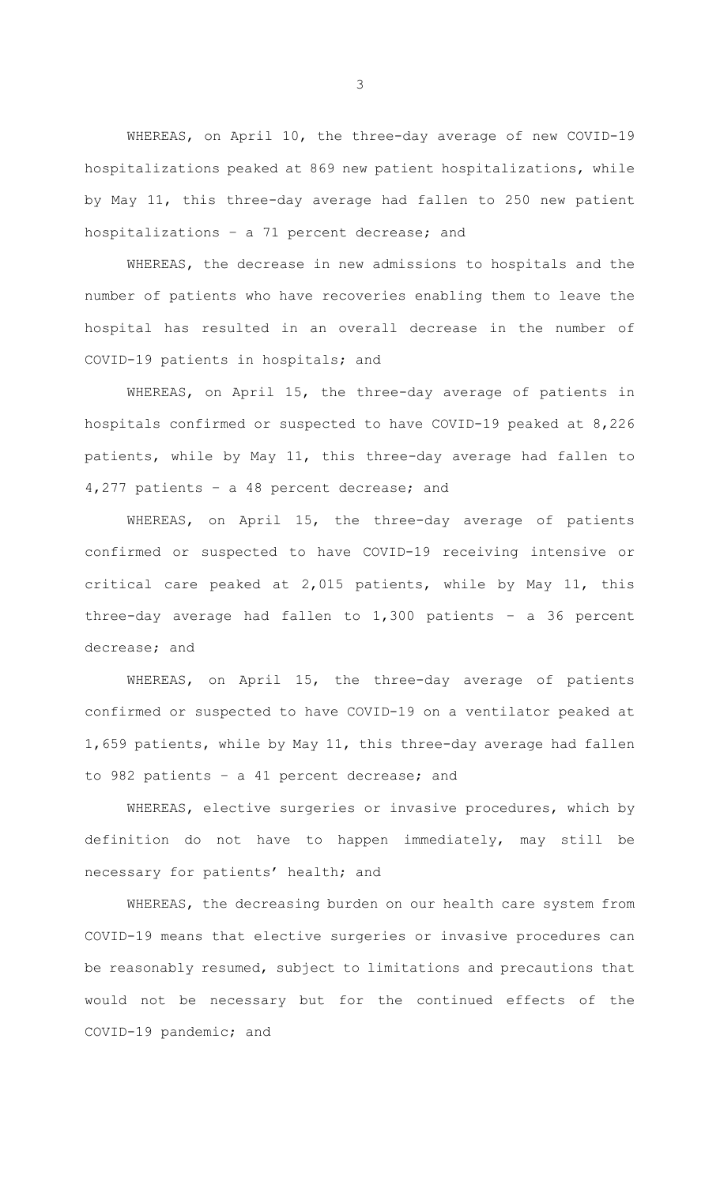WHEREAS, on April 10, the three-day average of new COVID-19 hospitalizations peaked at 869 new patient hospitalizations, while by May 11, this three-day average had fallen to 250 new patient hospitalizations – a 71 percent decrease; and

WHEREAS, the decrease in new admissions to hospitals and the number of patients who have recoveries enabling them to leave the hospital has resulted in an overall decrease in the number of COVID-19 patients in hospitals; and

WHEREAS, on April 15, the three-day average of patients in hospitals confirmed or suspected to have COVID-19 peaked at 8,226 patients, while by May 11, this three-day average had fallen to 4,277 patients – a 48 percent decrease; and

WHEREAS, on April 15, the three-day average of patients confirmed or suspected to have COVID-19 receiving intensive or critical care peaked at 2,015 patients, while by May 11, this three-day average had fallen to 1,300 patients – a 36 percent decrease; and

WHEREAS, on April 15, the three-day average of patients confirmed or suspected to have COVID-19 on a ventilator peaked at 1,659 patients, while by May 11, this three-day average had fallen to 982 patients – a 41 percent decrease; and

WHEREAS, elective surgeries or invasive procedures, which by definition do not have to happen immediately, may still be necessary for patients' health; and

WHEREAS, the decreasing burden on our health care system from COVID-19 means that elective surgeries or invasive procedures can be reasonably resumed, subject to limitations and precautions that would not be necessary but for the continued effects of the COVID-19 pandemic; and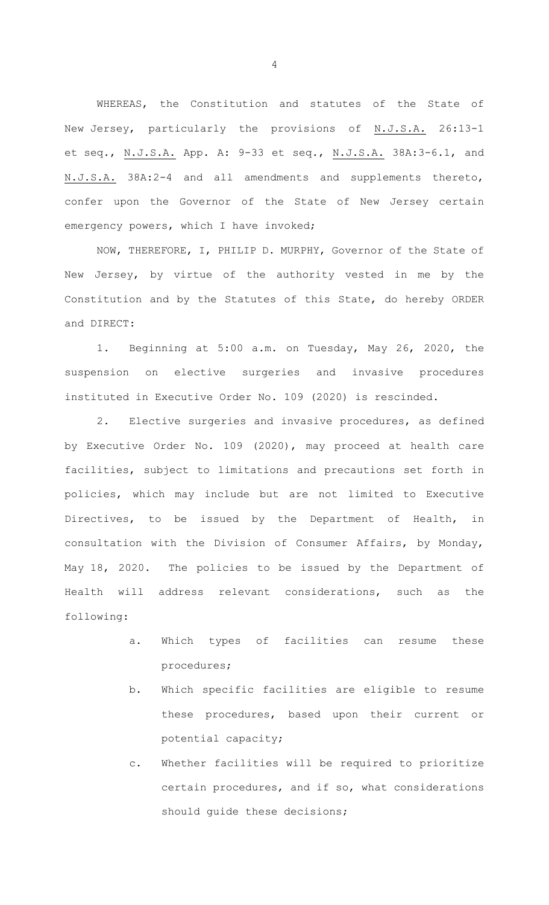WHEREAS, the Constitution and statutes of the State of New Jersey, particularly the provisions of N.J.S.A. 26:13-1 et seq., N.J.S.A. App. A: 9-33 et seq., N.J.S.A. 38A:3-6.1, and N.J.S.A. 38A:2-4 and all amendments and supplements thereto, confer upon the Governor of the State of New Jersey certain emergency powers, which I have invoked;

NOW, THEREFORE, I, PHILIP D. MURPHY, Governor of the State of New Jersey, by virtue of the authority vested in me by the Constitution and by the Statutes of this State, do hereby ORDER and DIRECT:

1. Beginning at 5:00 a.m. on Tuesday, May 26, 2020, the suspension on elective surgeries and invasive procedures instituted in Executive Order No. 109 (2020) is rescinded.

2. Elective surgeries and invasive procedures, as defined by Executive Order No. 109 (2020), may proceed at health care facilities, subject to limitations and precautions set forth in policies, which may include but are not limited to Executive Directives, to be issued by the Department of Health, in consultation with the Division of Consumer Affairs, by Monday, May 18, 2020. The policies to be issued by the Department of Health will address relevant considerations, such as the following:

   a. Which types of facilities can resume these procedures;

   b. Which specific facilities are eligible to resume these procedures, based upon their current or potential capacity;

   c. Whether facilities will be required to prioritize certain procedures, and if so, what considerations should guide these decisions;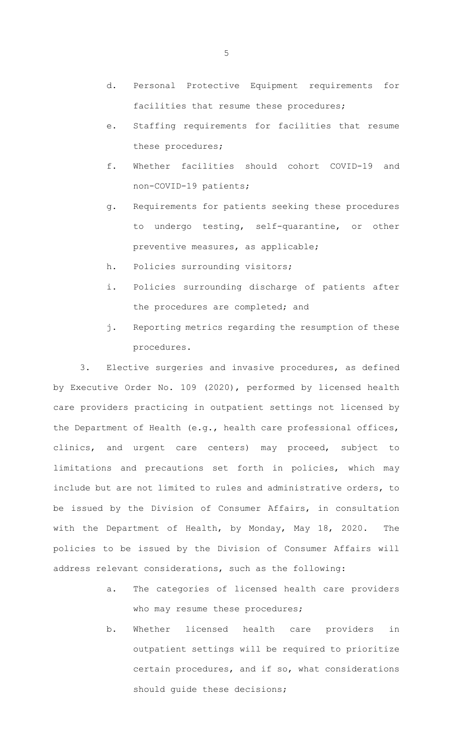d. Personal Protective Equipment requirements for facilities that resume these procedures;

e. Staffing requirements for facilities that resume these procedures;

f. Whether facilities should cohort COVID-19 and non-COVID-19 patients;

g. Requirements for patients seeking these procedures to undergo testing, self-quarantine, or other preventive measures, as applicable;

h. Policies surrounding visitors;

i. Policies surrounding discharge of patients after the procedures are completed; and

j. Reporting metrics regarding the resumption of these procedures.

3. Elective surgeries and invasive procedures, as defined by Executive Order No. 109 (2020), performed by licensed health care providers practicing in outpatient settings not licensed by the Department of Health (e.g., health care professional offices, clinics, and urgent care centers) may proceed, subject to limitations and precautions set forth in policies, which may include but are not limited to rules and administrative orders, to be issued by the Division of Consumer Affairs, in consultation with the Department of Health, by Monday, May 18, 2020. The policies to be issued by the Division of Consumer Affairs will address relevant considerations, such as the following:

a. The categories of licensed health care providers who may resume these procedures;

b. Whether licensed health care providers in outpatient settings will be required to prioritize certain procedures, and if so, what considerations should guide these decisions;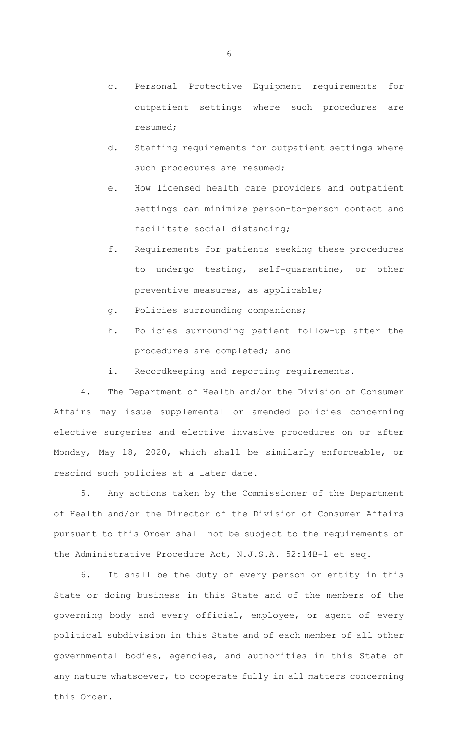c. Personal Protective Equipment requirements for outpatient settings where such procedures are resumed;

d. Staffing requirements for outpatient settings where such procedures are resumed;

e. How licensed health care providers and outpatient settings can minimize person-to-person contact and facilitate social distancing;

f. Requirements for patients seeking these procedures to undergo testing, self-quarantine, or other preventive measures, as applicable;

g. Policies surrounding companions;

h. Policies surrounding patient follow-up after the procedures are completed; and

i. Recordkeeping and reporting requirements.

4. The Department of Health and/or the Division of Consumer Affairs may issue supplemental or amended policies concerning elective surgeries and elective invasive procedures on or after Monday, May 18, 2020, which shall be similarly enforceable, or rescind such policies at a later date.

5. Any actions taken by the Commissioner of the Department of Health and/or the Director of the Division of Consumer Affairs pursuant to this Order shall not be subject to the requirements of the Administrative Procedure Act, N.J.S.A. 52:14B-1 et seq.

6. It shall be the duty of every person or entity in this State or doing business in this State and of the members of the governing body and every official, employee, or agent of every political subdivision in this State and of each member of all other governmental bodies, agencies, and authorities in this State of any nature whatsoever, to cooperate fully in all matters concerning this Order.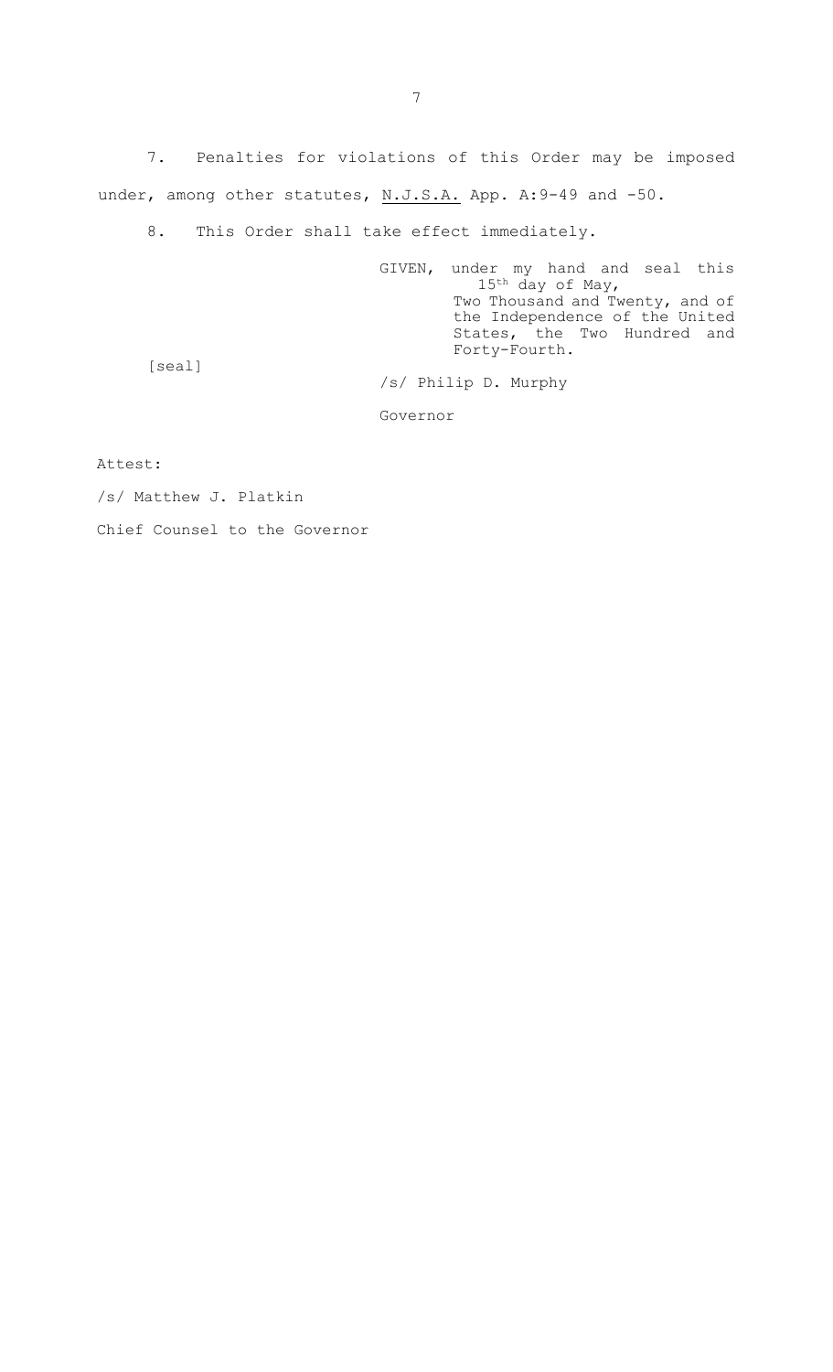7. Penalties for violations of this Order may be imposed under, among other statutes, N.J.S.A. App. A:9-49 and -50.

8. This Order shall take effect immediately.

GIVEN, under my hand and seal this 15th day of May, Two Thousand and Twenty, and of the Independence of the United States, the Two Hundred and Forty-Fourth.

[seal]

/s/ Philip D. Murphy

Governor

Attest:

/s/ Matthew J. Platkin

Chief Counsel to the Governor